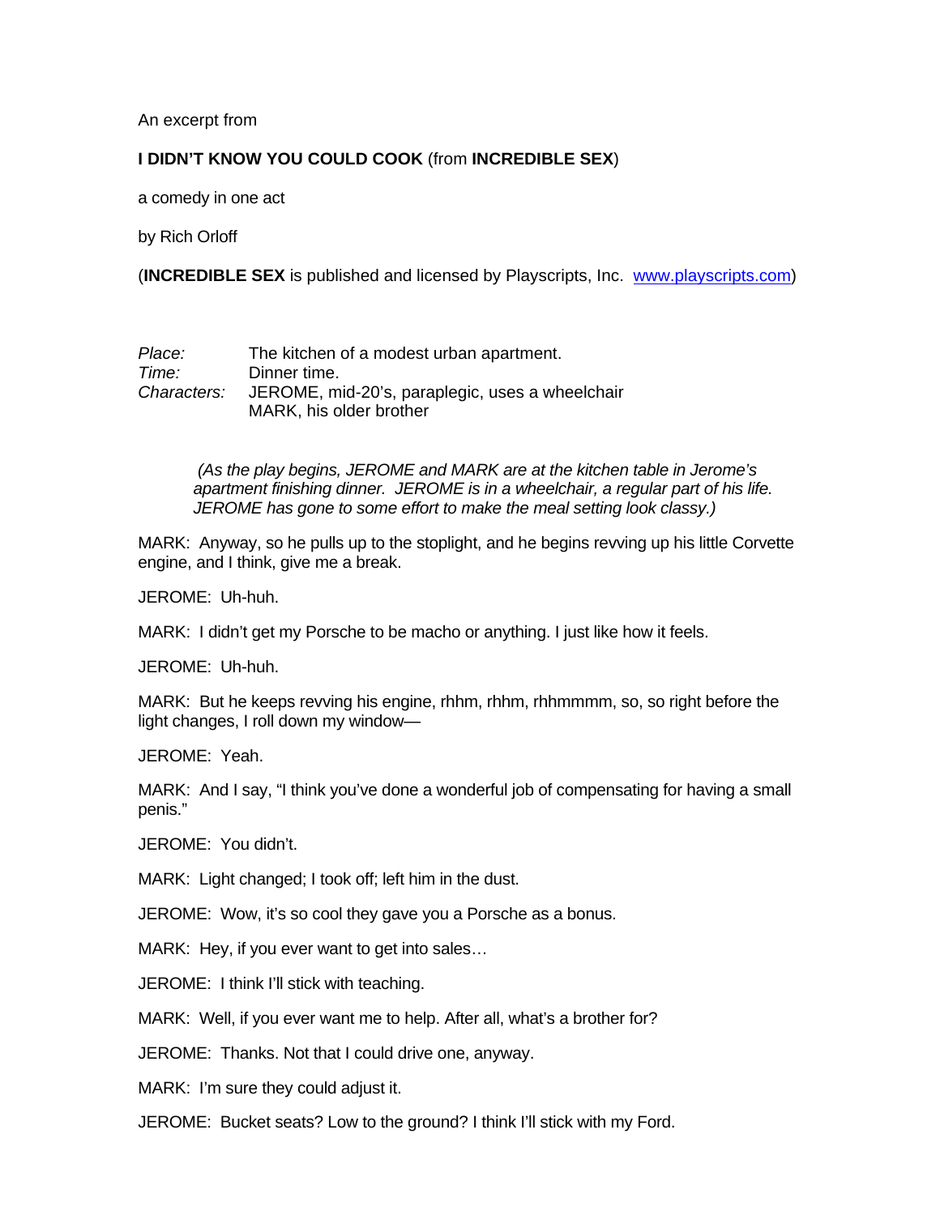An excerpt from

**I DIDN'T KNOW YOU COULD COOK** (from **INCREDIBLE SEX**)

a comedy in one act

by Rich Orloff

(**INCREDIBLE SEX** is published and licensed by Playscripts, Inc. [www.playscripts.com](http://www.playscripts.com))

*Place:* The kitchen of a modest urban apartment.
*Time:* Dinner time.
*Characters:* JEROME, mid-20's, paraplegic, uses a wheelchair
MARK, his older brother

*(As the play begins, JEROME and MARK are at the kitchen table in Jerome's apartment finishing dinner. JEROME is in a wheelchair, a regular part of his life. JEROME has gone to some effort to make the meal setting look classy.)*

MARK: Anyway, so he pulls up to the stoplight, and he begins revving up his little Corvette engine, and I think, give me a break.

JEROME: Uh-huh.

MARK: I didn't get my Porsche to be macho or anything. I just like how it feels.

JEROME: Uh-huh.

MARK: But he keeps revving his engine, rhhm, rhhm, rhhmmmm, so, so right before the light changes, I roll down my window—

JEROME: Yeah.

MARK: And I say, "I think you've done a wonderful job of compensating for having a small penis."

JEROME: You didn't.

MARK: Light changed; I took off; left him in the dust.

JEROME: Wow, it's so cool they gave you a Porsche as a bonus.

MARK: Hey, if you ever want to get into sales…

JEROME: I think I'll stick with teaching.

MARK: Well, if you ever want me to help. After all, what's a brother for?

JEROME: Thanks. Not that I could drive one, anyway.

MARK: I'm sure they could adjust it.

JEROME: Bucket seats? Low to the ground? I think I'll stick with my Ford.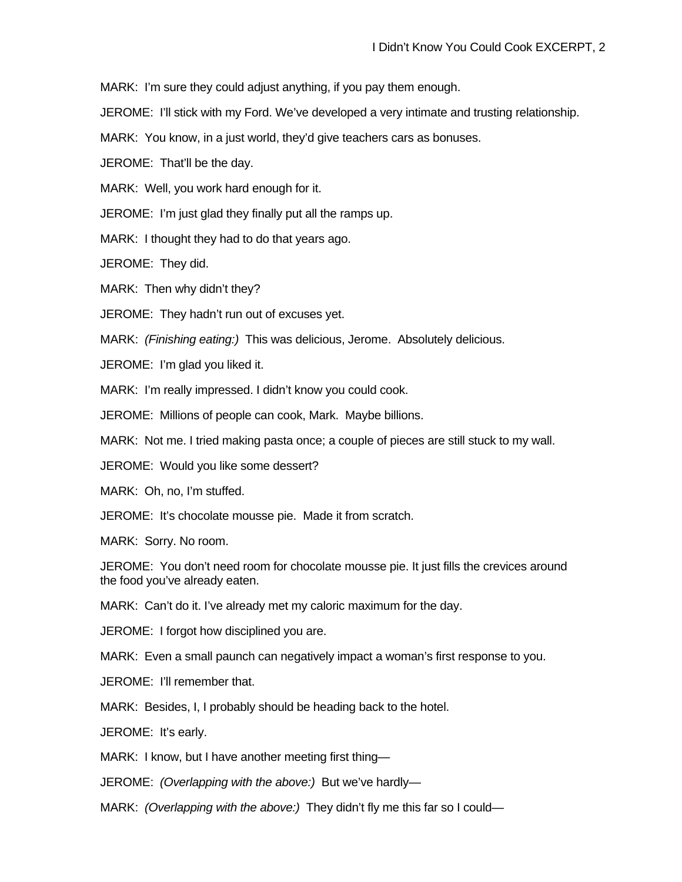MARK: I'm sure they could adjust anything, if you pay them enough.

JEROME: I'll stick with my Ford. We've developed a very intimate and trusting relationship.

MARK: You know, in a just world, they'd give teachers cars as bonuses.

JEROME: That'll be the day.

MARK: Well, you work hard enough for it.

JEROME: I'm just glad they finally put all the ramps up.

MARK: I thought they had to do that years ago.

JEROME: They did.

MARK: Then why didn't they?

JEROME: They hadn't run out of excuses yet.

MARK: *(Finishing eating:)* This was delicious, Jerome. Absolutely delicious.

JEROME: I'm glad you liked it.

MARK: I'm really impressed. I didn't know you could cook.

JEROME: Millions of people can cook, Mark. Maybe billions.

MARK: Not me. I tried making pasta once; a couple of pieces are still stuck to my wall.

JEROME: Would you like some dessert?

MARK: Oh, no, I'm stuffed.

JEROME: It's chocolate mousse pie. Made it from scratch.

MARK: Sorry. No room.

JEROME: You don't need room for chocolate mousse pie. It just fills the crevices around the food you've already eaten.

MARK: Can't do it. I've already met my caloric maximum for the day.

JEROME: I forgot how disciplined you are.

MARK: Even a small paunch can negatively impact a woman's first response to you.

JEROME: I'll remember that.

MARK: Besides, I, I probably should be heading back to the hotel.

JEROME: It's early.

MARK: I know, but I have another meeting first thing—

JEROME: *(Overlapping with the above:)* But we've hardly—

MARK: *(Overlapping with the above:)* They didn't fly me this far so I could—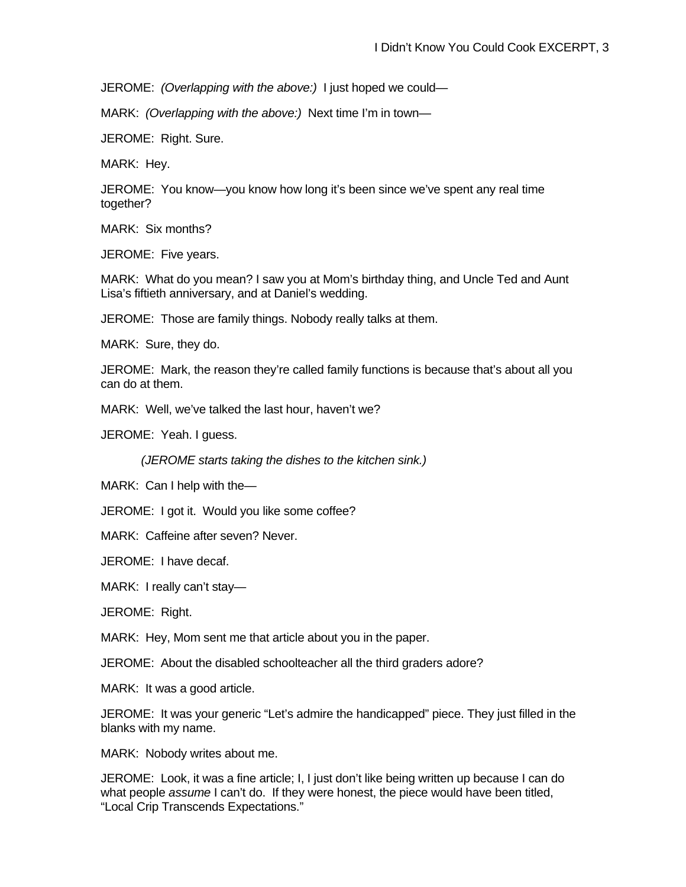JEROME:  *(Overlapping with the above:)*  I just hoped we could—

MARK:  *(Overlapping with the above:)*  Next time I'm in town—

JEROME:  Right. Sure.

MARK:  Hey.

JEROME:  You know—you know how long it's been since we've spent any real time together?

MARK:  Six months?

JEROME:  Five years.

MARK:  What do you mean? I saw you at Mom's birthday thing, and Uncle Ted and Aunt Lisa's fiftieth anniversary, and at Daniel's wedding.

JEROME:  Those are family things. Nobody really talks at them.

MARK:  Sure, they do.

JEROME:  Mark, the reason they're called family functions is because that's about all you can do at them.

MARK:  Well, we've talked the last hour, haven't we?

JEROME:  Yeah. I guess.

*(JEROME starts taking the dishes to the kitchen sink.)*

MARK:  Can I help with the—

JEROME:  I got it.  Would you like some coffee?

MARK:  Caffeine after seven? Never.

JEROME:  I have decaf.

MARK:  I really can't stay—

JEROME:  Right.

MARK:  Hey, Mom sent me that article about you in the paper.

JEROME:  About the disabled schoolteacher all the third graders adore?

MARK:  It was a good article.

JEROME:  It was your generic "Let's admire the handicapped" piece. They just filled in the blanks with my name.

MARK:  Nobody writes about me.

JEROME:  Look, it was a fine article; I, I just don't like being written up because I can do what people *assume* I can't do.  If they were honest, the piece would have been titled, "Local Crip Transcends Expectations."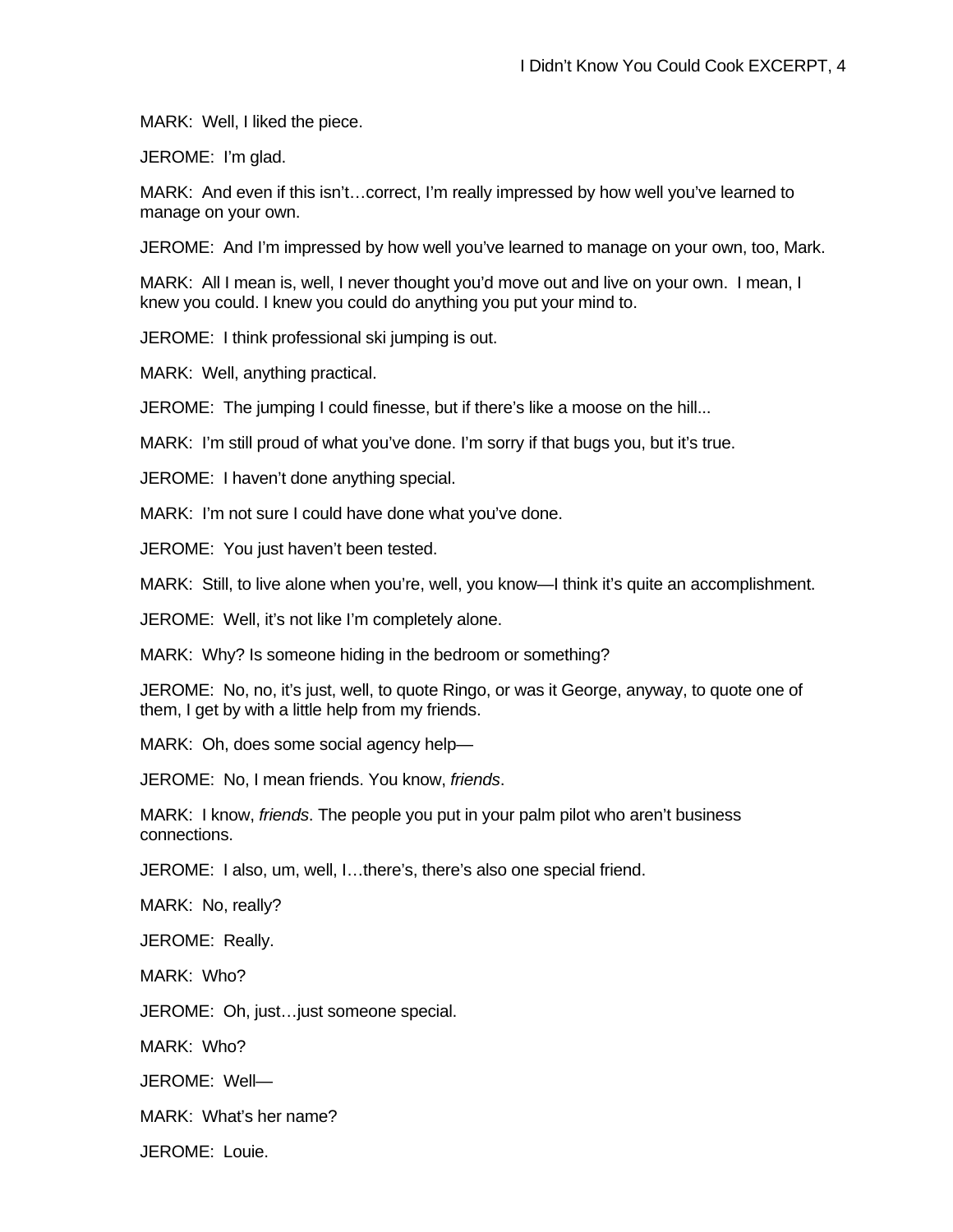MARK: Well, I liked the piece.

JEROME: I'm glad.

MARK: And even if this isn't…correct, I'm really impressed by how well you've learned to manage on your own.

JEROME: And I'm impressed by how well you've learned to manage on your own, too, Mark.

MARK: All I mean is, well, I never thought you'd move out and live on your own. I mean, I knew you could. I knew you could do anything you put your mind to.

JEROME: I think professional ski jumping is out.

MARK: Well, anything practical.

JEROME: The jumping I could finesse, but if there's like a moose on the hill...

MARK: I'm still proud of what you've done. I'm sorry if that bugs you, but it's true.

JEROME: I haven't done anything special.

MARK: I'm not sure I could have done what you've done.

JEROME: You just haven't been tested.

MARK: Still, to live alone when you're, well, you know—I think it's quite an accomplishment.

JEROME: Well, it's not like I'm completely alone.

MARK: Why? Is someone hiding in the bedroom or something?

JEROME: No, no, it's just, well, to quote Ringo, or was it George, anyway, to quote one of them, I get by with a little help from my friends.

MARK: Oh, does some social agency help—

JEROME: No, I mean friends. You know, *friends*.

MARK: I know, *friends*. The people you put in your palm pilot who aren't business connections.

JEROME: I also, um, well, I…there's, there's also one special friend.

MARK: No, really?

JEROME: Really.

MARK: Who?

JEROME: Oh, just…just someone special.

MARK: Who?

JEROME: Well—

MARK: What's her name?

JEROME: Louie.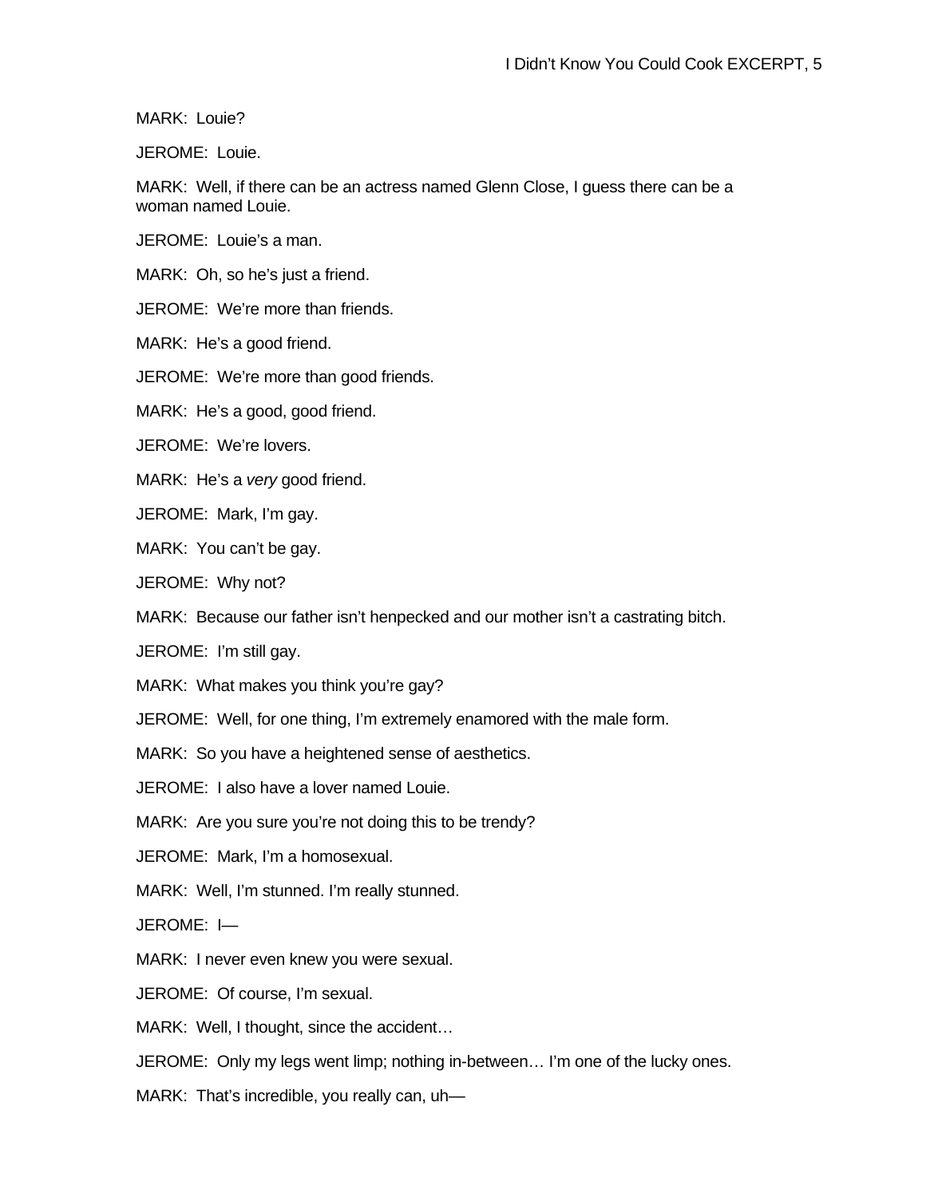MARK: Louie?

JEROME: Louie.

MARK: Well, if there can be an actress named Glenn Close, I guess there can be a woman named Louie.

JEROME: Louie's a man.

MARK: Oh, so he's just a friend.

JEROME: We're more than friends.

MARK: He's a good friend.

JEROME: We're more than good friends.

MARK: He's a good, good friend.

JEROME: We're lovers.

MARK: He's a *very* good friend.

JEROME: Mark, I'm gay.

MARK: You can't be gay.

JEROME: Why not?

MARK: Because our father isn't henpecked and our mother isn't a castrating bitch.

JEROME: I'm still gay.

MARK: What makes you think you're gay?

JEROME: Well, for one thing, I'm extremely enamored with the male form.

MARK: So you have a heightened sense of aesthetics.

JEROME: I also have a lover named Louie.

MARK: Are you sure you're not doing this to be trendy?

JEROME: Mark, I'm a homosexual.

MARK: Well, I'm stunned. I'm really stunned.

JEROME: I—

MARK: I never even knew you were sexual.

JEROME: Of course, I'm sexual.

MARK: Well, I thought, since the accident…

JEROME: Only my legs went limp; nothing in-between… I'm one of the lucky ones.

MARK: That's incredible, you really can, uh—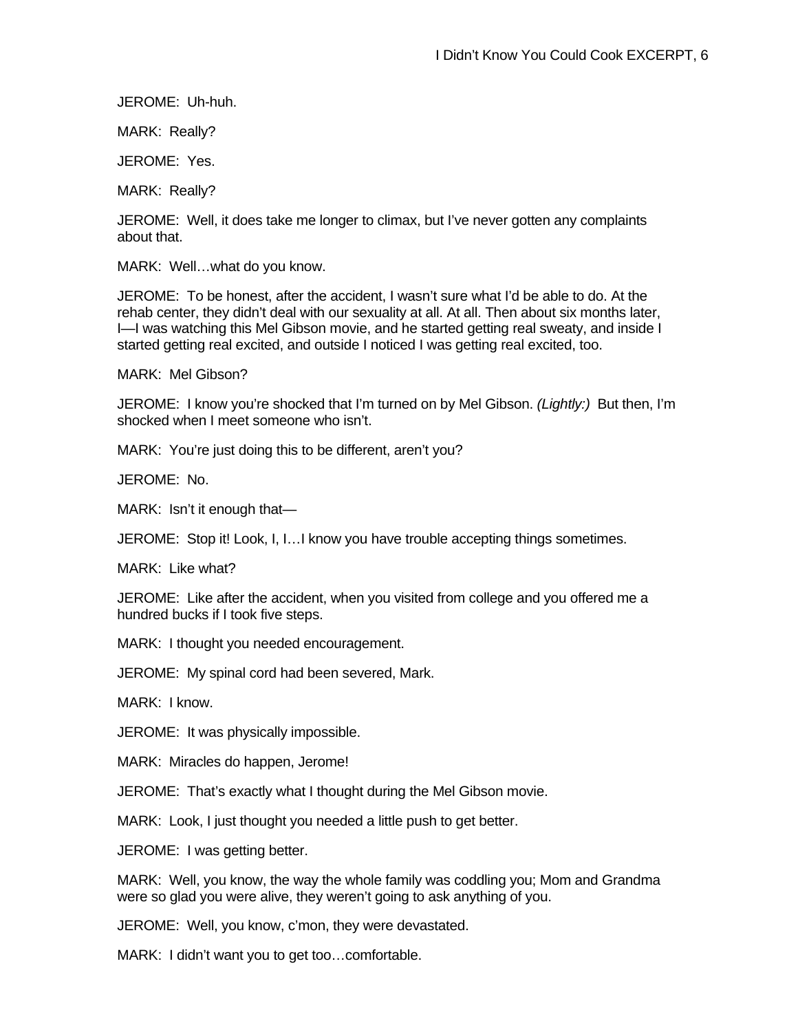JEROME: Uh-huh.

MARK: Really?

JEROME: Yes.

MARK: Really?

JEROME: Well, it does take me longer to climax, but I've never gotten any complaints about that.

MARK: Well…what do you know.

JEROME: To be honest, after the accident, I wasn't sure what I'd be able to do. At the rehab center, they didn't deal with our sexuality at all. At all. Then about six months later, I—I was watching this Mel Gibson movie, and he started getting real sweaty, and inside I started getting real excited, and outside I noticed I was getting real excited, too.

MARK: Mel Gibson?

JEROME: I know you're shocked that I'm turned on by Mel Gibson. *(Lightly:)* But then, I'm shocked when I meet someone who isn't.

MARK: You're just doing this to be different, aren't you?

JEROME: No.

MARK: Isn't it enough that—

JEROME: Stop it! Look, I, I…I know you have trouble accepting things sometimes.

MARK: Like what?

JEROME: Like after the accident, when you visited from college and you offered me a hundred bucks if I took five steps.

MARK: I thought you needed encouragement.

JEROME: My spinal cord had been severed, Mark.

MARK: I know.

JEROME: It was physically impossible.

MARK: Miracles do happen, Jerome!

JEROME: That's exactly what I thought during the Mel Gibson movie.

MARK: Look, I just thought you needed a little push to get better.

JEROME: I was getting better.

MARK: Well, you know, the way the whole family was coddling you; Mom and Grandma were so glad you were alive, they weren't going to ask anything of you.

JEROME: Well, you know, c'mon, they were devastated.

MARK: I didn't want you to get too…comfortable.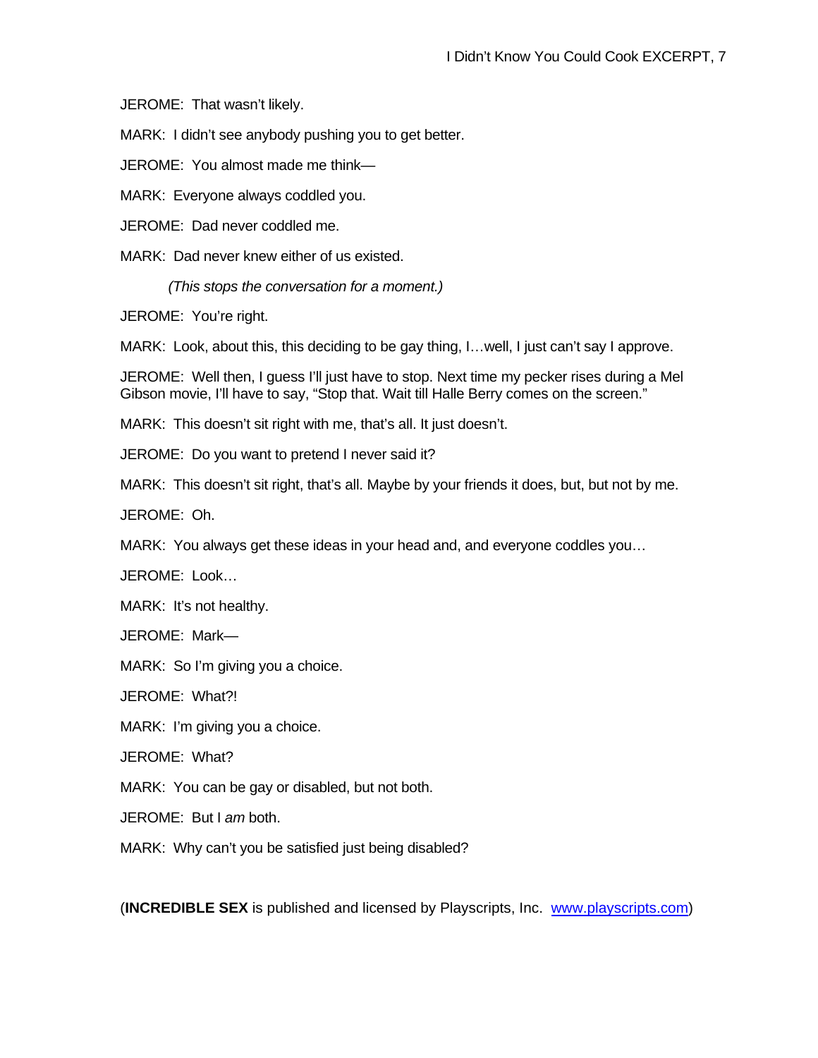JEROME: That wasn't likely.

MARK: I didn't see anybody pushing you to get better.

JEROME: You almost made me think—

MARK: Everyone always coddled you.

JEROME: Dad never coddled me.

MARK: Dad never knew either of us existed.

*(This stops the conversation for a moment.)*

JEROME: You're right.

MARK: Look, about this, this deciding to be gay thing, I…well, I just can't say I approve.

JEROME: Well then, I guess I'll just have to stop. Next time my pecker rises during a Mel Gibson movie, I'll have to say, "Stop that. Wait till Halle Berry comes on the screen."

MARK: This doesn't sit right with me, that's all. It just doesn't.

JEROME: Do you want to pretend I never said it?

MARK: This doesn't sit right, that's all. Maybe by your friends it does, but, but not by me.

JEROME: Oh.

MARK: You always get these ideas in your head and, and everyone coddles you…

JEROME: Look…

MARK: It's not healthy.

JEROME: Mark—

MARK: So I'm giving you a choice.

JEROME: What?!

MARK: I'm giving you a choice.

JEROME: What?

MARK: You can be gay or disabled, but not both.

JEROME: But I *am* both.

MARK: Why can't you be satisfied just being disabled?

(**INCREDIBLE SEX** is published and licensed by Playscripts, Inc. [www.playscripts.com](http://www.playscripts.com))